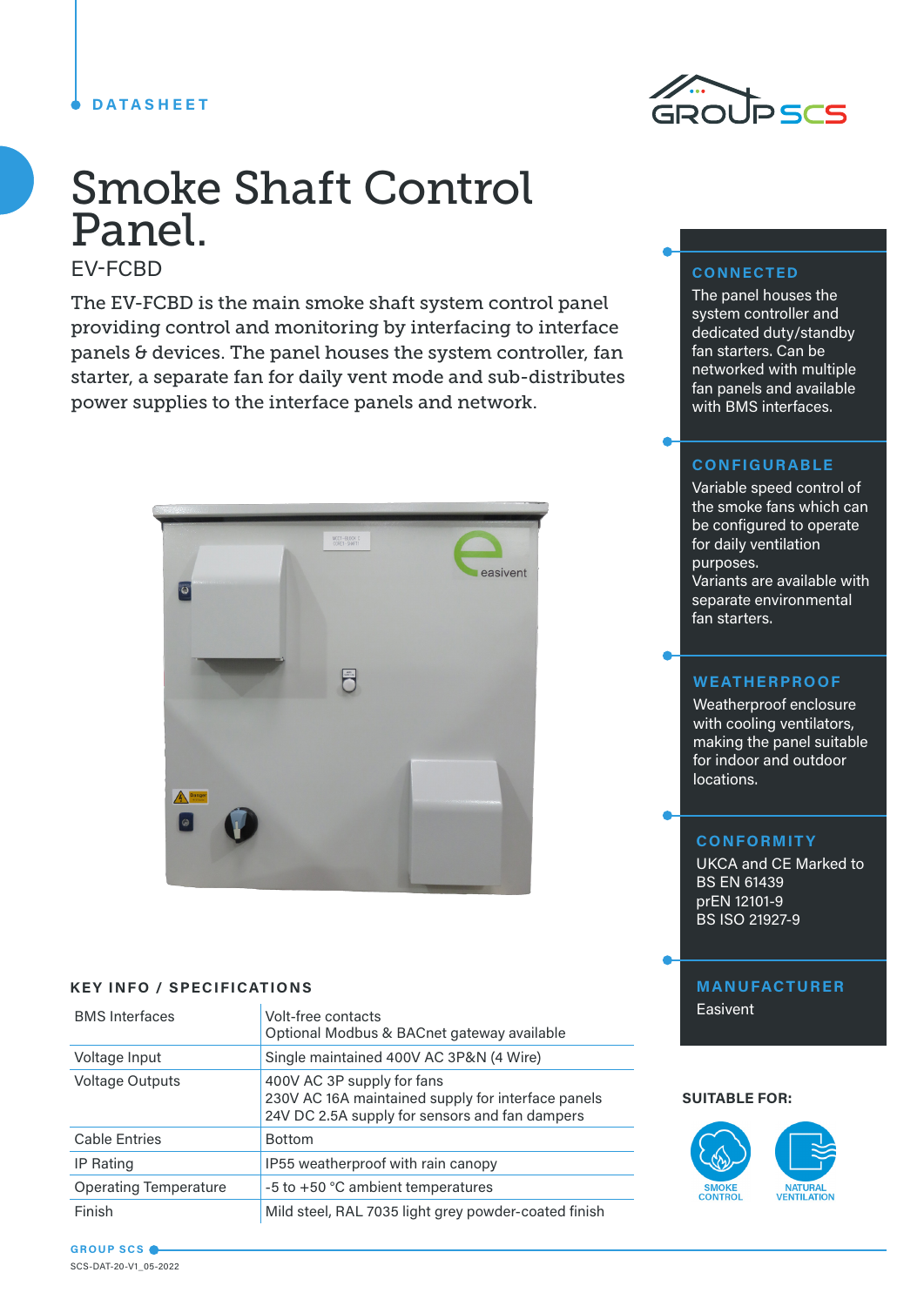DATASHEET

# Smoke Shaft Control Panel.

EV-FCBD

The EV-FCBD is the main smoke shaft system control panel providing control and monitoring by interfacing to interface panels & devices. The panel houses the system controller, fan starter, a separate fan for daily vent mode and sub-distributes power supplies to the interface panels and network.

## KEY INFO / SPECIFICATIONS

| | |
|---|---|
| BMS Interfaces | Volt-free contacts<br>Optional Modbus & BACnet gateway available |
| Voltage Input | Single maintained 400V AC 3P&N (4 Wire) |
| Voltage Outputs | 400V AC 3P supply for fans<br>230V AC 16A maintained supply for interface panels<br>24V DC 2.5A supply for sensors and fan dampers |
| Cable Entries | Bottom |
| IP Rating | IP55 weatherproof with rain canopy |
| Operating Temperature | -5 to +50 °C ambient temperatures |
| Finish | Mild steel, RAL 7035 light grey powder-coated finish |

## CONNECTED

The panel houses the system controller and dedicated duty/standby fan starters. Can be networked with multiple fan panels and available with BMS interfaces.

## CONFIGURABLE

Variable speed control of the smoke fans which can be configured to operate for daily ventilation purposes.
Variants are available with separate environmental fan starters.

## WEATHERPROOF

Weatherproof enclosure with cooling ventilators, making the panel suitable for indoor and outdoor locations.

## CONFORMITY

UKCA and CE Marked to
BS EN 61439
prEN 12101-9
BS ISO 21927-9

## MANUFACTURER

Easivent

**SUITABLE FOR:**

SMOKE CONTROL

NATURAL VENTILATION

GROUP SCS

SCS-DAT-20-V1_05-2022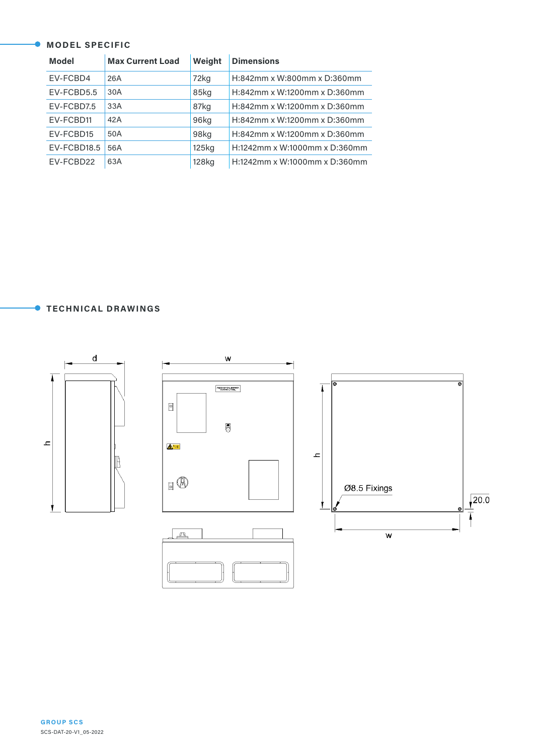## MODEL SPECIFIC

| Model | Max Current Load | Weight | Dimensions |
|---|---|---|---|
| EV-FCBD4 | 26A | 72kg | H:842mm x W:800mm x D:360mm |
| EV-FCBD5.5 | 30A | 85kg | H:842mm x W:1200mm x D:360mm |
| EV-FCBD7.5 | 33A | 87kg | H:842mm x W:1200mm x D:360mm |
| EV-FCBD11 | 42A | 96kg | H:842mm x W:1200mm x D:360mm |
| EV-FCBD15 | 50A | 98kg | H:842mm x W:1200mm x D:360mm |
| EV-FCBD18.5 | 56A | 125kg | H:1242mm x W:1000mm x D:360mm |
| EV-FCBD22 | 63A | 128kg | H:1242mm x W:1000mm x D:360mm |

## TECHNICAL DRAWINGS

d

w

h

h

Ø8.5 Fixings

20.0

w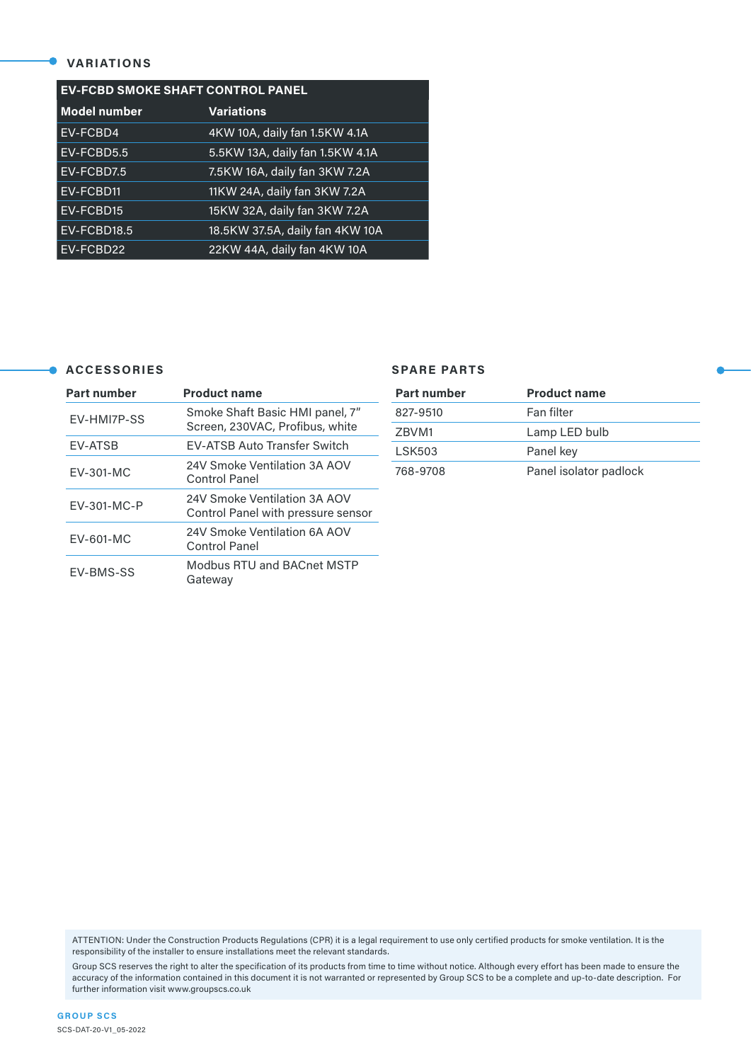## VARIATIONS

| EV-FCBD SMOKE SHAFT CONTROL PANEL | |
|---|---|
| **Model number** | **Variations** |
| EV-FCBD4 | 4KW 10A, daily fan 1.5KW 4.1A |
| EV-FCBD5.5 | 5.5KW 13A, daily fan 1.5KW 4.1A |
| EV-FCBD7.5 | 7.5KW 16A, daily fan 3KW 7.2A |
| EV-FCBD11 | 11KW 24A, daily fan 3KW 7.2A |
| EV-FCBD15 | 15KW 32A, daily fan 3KW 7.2A |
| EV-FCBD18.5 | 18.5KW 37.5A, daily fan 4KW 10A |
| EV-FCBD22 | 22KW 44A, daily fan 4KW 10A |

## ACCESSORIES

| Part number | Product name |
|---|---|
| EV-HMI7P-SS | Smoke Shaft Basic HMI panel, 7" Screen, 230VAC, Profibus, white |
| EV-ATSB | EV-ATSB Auto Transfer Switch |
| EV-301-MC | 24V Smoke Ventilation 3A AOV Control Panel |
| EV-301-MC-P | 24V Smoke Ventilation 3A AOV Control Panel with pressure sensor |
| EV-601-MC | 24V Smoke Ventilation 6A AOV Control Panel |
| EV-BMS-SS | Modbus RTU and BACnet MSTP Gateway |

## SPARE PARTS

| Part number | Product name |
|---|---|
| 827-9510 | Fan filter |
| ZBVM1 | Lamp LED bulb |
| LSK503 | Panel key |
| 768-9708 | Panel isolator padlock |

ATTENTION: Under the Construction Products Regulations (CPR) it is a legal requirement to use only certified products for smoke ventilation. It is the responsibility of the installer to ensure installations meet the relevant standards.

Group SCS reserves the right to alter the specification of its products from time to time without notice. Although every effort has been made to ensure the accuracy of the information contained in this document it is not warranted or represented by Group SCS to be a complete and up-to-date description. For further information visit www.groupscs.co.uk

GROUP SCS

SCS-DAT-20-V1_05-2022